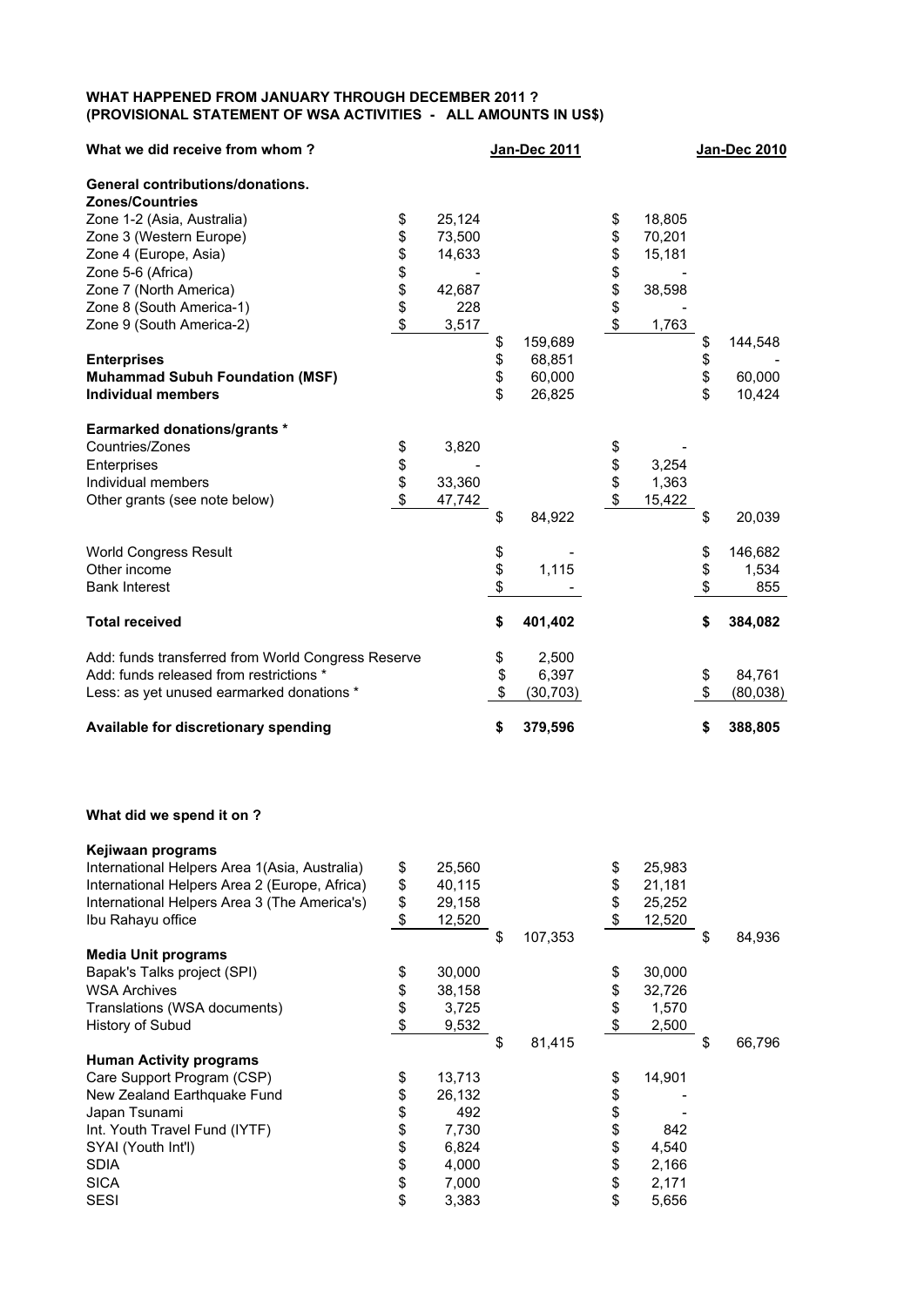**WHAT HAPPENED FROM JANUARY THROUGH DECEMBER 2011 ?**
**(PROVISIONAL STATEMENT OF WSA ACTIVITIES - ALL AMOUNTS IN US$)**

| **What we did receive from whom ?** | | **Jan-Dec 2011** | | **Jan-Dec 2010** |
|---|---|---|---|---|
| **General contributions/donations.** | | | | |
| **Zones/Countries** | | | | |
| Zone 1-2 (Asia, Australia) | $ 25,124 | | $ 18,805 | |
| Zone 3 (Western Europe) | $ 73,500 | | $ 70,201 | |
| Zone 4 (Europe, Asia) | $ 14,633 | | $ 15,181 | |
| Zone 5-6 (Africa) | $ - | | $ - | |
| Zone 7 (North America) | $ 42,687 | | $ 38,598 | |
| Zone 8 (South America-1) | $ 228 | | $ - | |
| Zone 9 (South America-2) | $ 3,517 | | $ 1,763 | |
| | | $ 159,689 | | $ 144,548 |
| **Enterprises** | | $ 68,851 | | $ - |
| **Muhammad Subuh Foundation (MSF)** | | $ 60,000 | | $ 60,000 |
| **Individual members** | | $ 26,825 | | $ 10,424 |
| **Earmarked donations/grants** * | | | | |
| Countries/Zones | $ 3,820 | | $ - | |
| Enterprises | $ - | | $ 3,254 | |
| Individual members | $ 33,360 | | $ 1,363 | |
| Other grants (see note below) | $ 47,742 | | $ 15,422 | |
| | | $ 84,922 | | $ 20,039 |
| World Congress Result | | $ - | | $ 146,682 |
| Other income | | $ 1,115 | | $ 1,534 |
| Bank Interest | | $ - | | $ 855 |
| **Total received** | | **$ 401,402** | | **$ 384,082** |
| Add: funds transferred from World Congress Reserve | | $ 2,500 | | |
| Add: funds released from restrictions * | | $ 6,397 | | $ 84,761 |
| Less: as yet unused earmarked donations * | | $ (30,703) | | $ (80,038) |
| **Available for discretionary spending** | | **$ 379,596** | | **$ 388,805** |

**What did we spend it on ?**

| | | Jan-Dec 2011 | | Jan-Dec 2010 |
|---|---|---|---|---|
| **Kejiwaan programs** | | | | |
| International Helpers Area 1(Asia, Australia) | $ 25,560 | | $ 25,983 | |
| International Helpers Area 2 (Europe, Africa) | $ 40,115 | | $ 21,181 | |
| International Helpers Area 3 (The America's) | $ 29,158 | | $ 25,252 | |
| Ibu Rahayu office | $ 12,520 | | $ 12,520 | |
| | | $ 107,353 | | $ 84,936 |
| **Media Unit programs** | | | | |
| Bapak's Talks project (SPI) | $ 30,000 | | $ 30,000 | |
| WSA Archives | $ 38,158 | | $ 32,726 | |
| Translations (WSA documents) | $ 3,725 | | $ 1,570 | |
| History of Subud | $ 9,532 | | $ 2,500 | |
| | | $ 81,415 | | $ 66,796 |
| **Human Activity programs** | | | | |
| Care Support Program (CSP) | $ 13,713 | | $ 14,901 | |
| New Zealand Earthquake Fund | $ 26,132 | | $ - | |
| Japan Tsunami | $ 492 | | $ - | |
| Int. Youth Travel Fund (IYTF) | $ 7,730 | | $ 842 | |
| SYAI (Youth Int'l) | $ 6,824 | | $ 4,540 | |
| SDIA | $ 4,000 | | $ 2,166 | |
| SICA | $ 7,000 | | $ 2,171 | |
| SESI | $ 3,383 | | $ 5,656 | |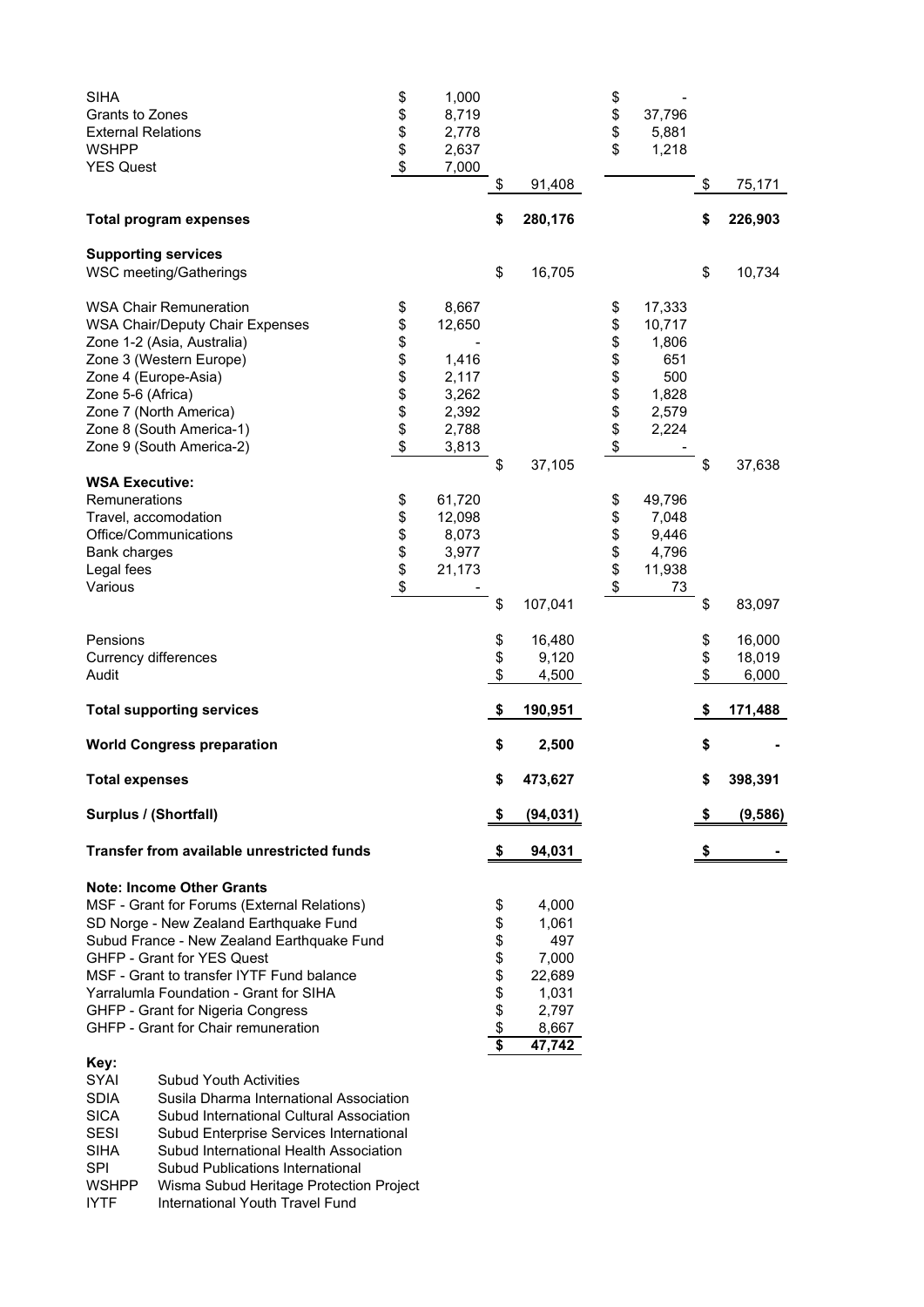| | | | | |
|---|---|---|---|---|
| SIHA | $ 1,000 | | $ - | |
| Grants to Zones | $ 8,719 | | $ 37,796 | |
| External Relations | $ 2,778 | | $ 5,881 | |
| WSHPP | $ 2,637 | | $ 1,218 | |
| YES Quest | $ 7,000 | | | |
| | | $ 91,408 | | $ 75,171 |
| **Total program expenses** | | **$ 280,176** | | **$ 226,903** |
| **Supporting services** | | | | |
| WSC meeting/Gatherings | | $ 16,705 | | $ 10,734 |
| WSA Chair Remuneration | $ 8,667 | | $ 17,333 | |
| WSA Chair/Deputy Chair Expenses | $ 12,650 | | $ 10,717 | |
| Zone 1-2 (Asia, Australia) | $ - | | $ 1,806 | |
| Zone 3 (Western Europe) | $ 1,416 | | $ 651 | |
| Zone 4 (Europe-Asia) | $ 2,117 | | $ 500 | |
| Zone 5-6 (Africa) | $ 3,262 | | $ 1,828 | |
| Zone 7 (North America) | $ 2,392 | | $ 2,579 | |
| Zone 8 (South America-1) | $ 2,788 | | $ 2,224 | |
| Zone 9 (South America-2) | $ 3,813 | | $ - | |
| | | $ 37,105 | | $ 37,638 |
| **WSA Executive:** | | | | |
| Remunerations | $ 61,720 | | $ 49,796 | |
| Travel, accomodation | $ 12,098 | | $ 7,048 | |
| Office/Communications | $ 8,073 | | $ 9,446 | |
| Bank charges | $ 3,977 | | $ 4,796 | |
| Legal fees | $ 21,173 | | $ 11,938 | |
| Various | $ - | | $ 73 | |
| | | $ 107,041 | | $ 83,097 |
| Pensions | | $ 16,480 | | $ 16,000 |
| Currency differences | | $ 9,120 | | $ 18,019 |
| Audit | | $ 4,500 | | $ 6,000 |
| **Total supporting services** | | **$ 190,951** | | **$ 171,488** |
| **World Congress preparation** | | **$ 2,500** | | **$ -** |
| **Total expenses** | | **$ 473,627** | | **$ 398,391** |
| **Surplus / (Shortfall)** | | **$ (94,031)** | | **$ (9,586)** |
| **Transfer from available unrestricted funds** | | **$ 94,031** | | **$ -** |

**Note: Income Other Grants**

| | |
|---|---|
| MSF - Grant for Forums (External Relations) | $ 4,000 |
| SD Norge - New Zealand Earthquake Fund | $ 1,061 |
| Subud France - New Zealand Earthquake Fund | $ 497 |
| GHFP - Grant for YES Quest | $ 7,000 |
| MSF - Grant to transfer IYTF Fund balance | $ 22,689 |
| Yarralumla Foundation - Grant for SIHA | $ 1,031 |
| GHFP - Grant for Nigeria Congress | $ 2,797 |
| GHFP - Grant for Chair remuneration | $ 8,667 |
| | **$ 47,742** |

**Key:**

| | |
|---|---|
| SYAI | Subud Youth Activities |
| SDIA | Susila Dharma International Association |
| SICA | Subud International Cultural Association |
| SESI | Subud Enterprise Services International |
| SIHA | Subud International Health Association |
| SPI | Subud Publications International |
| WSHPP | Wisma Subud Heritage Protection Project |
| IYTF | International Youth Travel Fund |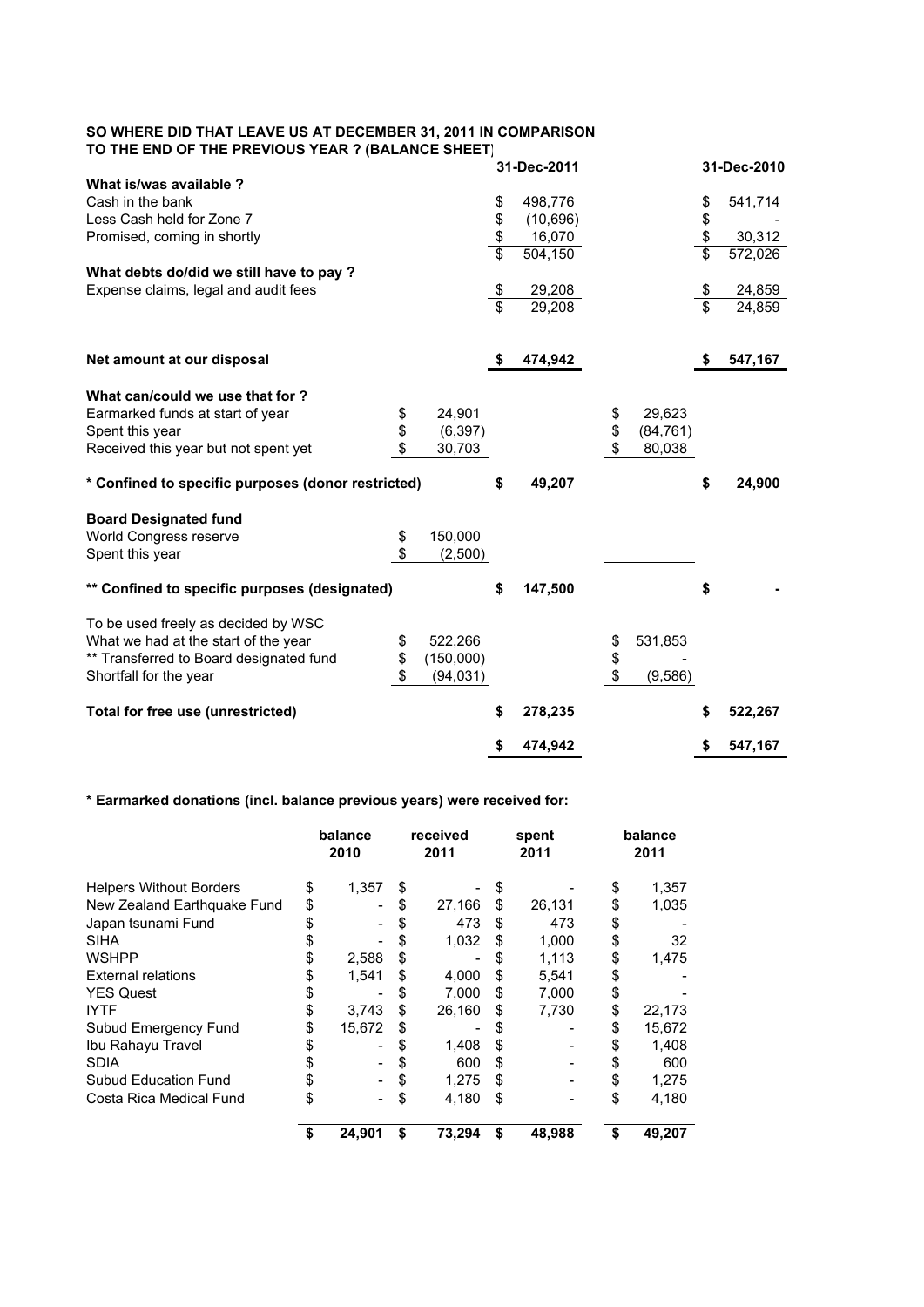**SO WHERE DID THAT LEAVE US AT DECEMBER 31, 2011 IN COMPARISON TO THE END OF THE PREVIOUS YEAR ? (BALANCE SHEET)**

| | | 31-Dec-2011 | | 31-Dec-2010 |
|---|---|---|---|---|
| **What is/was available ?** | | | | |
| Cash in the bank | | $ 498,776 | | $ 541,714 |
| Less Cash held for Zone 7 | | $ (10,696) | | $ - |
| Promised, coming in shortly | | $ 16,070 | | $ 30,312 |
| | | $ 504,150 | | $ 572,026 |
| **What debts do/did we still have to pay ?** | | | | |
| Expense claims, legal and audit fees | | $ 29,208 | | $ 24,859 |
| | | $ 29,208 | | $ 24,859 |
| **Net amount at our disposal** | | **$ 474,942** | | **$ 547,167** |
| **What can/could we use that for ?** | | | | |
| Earmarked funds at start of year | $ 24,901 | | $ 29,623 | |
| Spent this year | $ (6,397) | | $ (84,761) | |
| Received this year but not spent yet | $ 30,703 | | $ 80,038 | |
| **\* Confined to specific purposes (donor restricted)** | | **$ 49,207** | | **$ 24,900** |
| **Board Designated fund** | | | | |
| World Congress reserve | $ 150,000 | | | |
| Spent this year | $ (2,500) | | | |
| **\*\* Confined to specific purposes (designated)** | | **$ 147,500** | | **$ -** |
| To be used freely as decided by WSC | | | | |
| What we had at the start of the year | $ 522,266 | | $ 531,853 | |
| \*\* Transferred to Board designated fund | $ (150,000) | | $ - | |
| Shortfall for the year | $ (94,031) | | $ (9,586) | |
| **Total for free use (unrestricted)** | | **$ 278,235** | | **$ 522,267** |
| | | **$ 474,942** | | **$ 547,167** |

**\* Earmarked donations (incl. balance previous years) were received for:**

| | balance 2010 | received 2011 | spent 2011 | balance 2011 |
|---|---|---|---|---|
| Helpers Without Borders | $ 1,357 | $ - | $ - | $ 1,357 |
| New Zealand Earthquake Fund | $ - | $ 27,166 | $ 26,131 | $ 1,035 |
| Japan tsunami Fund | $ - | $ 473 | $ 473 | $ - |
| SIHA | $ - | $ 1,032 | $ 1,000 | $ 32 |
| WSHPP | $ 2,588 | $ - | $ 1,113 | $ 1,475 |
| External relations | $ 1,541 | $ 4,000 | $ 5,541 | $ - |
| YES Quest | $ - | $ 7,000 | $ 7,000 | $ - |
| IYTF | $ 3,743 | $ 26,160 | $ 7,730 | $ 22,173 |
| Subud Emergency Fund | $ 15,672 | $ - | $ - | $ 15,672 |
| Ibu Rahayu Travel | $ - | $ 1,408 | $ - | $ 1,408 |
| SDIA | $ - | $ 600 | $ - | $ 600 |
| Subud Education Fund | $ - | $ 1,275 | $ - | $ 1,275 |
| Costa Rica Medical Fund | $ - | $ 4,180 | $ - | $ 4,180 |
| | **$ 24,901** | **$ 73,294** | **$ 48,988** | **$ 49,207** |